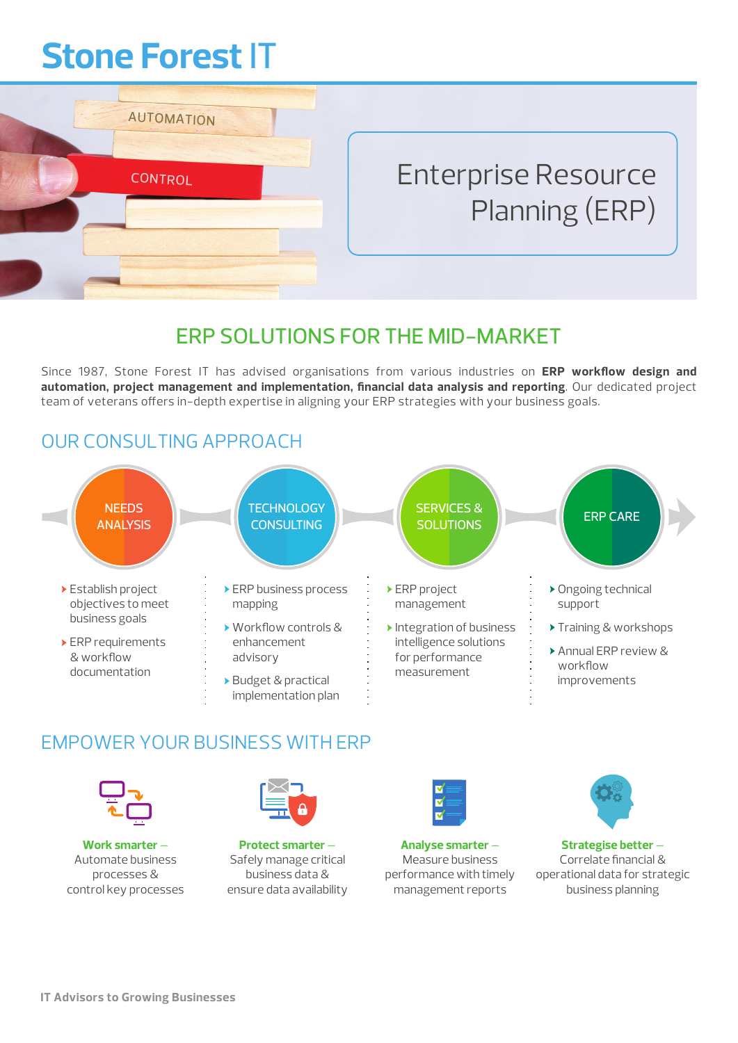# Stone Forest IT

## Enterprise Resource Planning (ERP)

## ERP SOLUTIONS FOR THE MID-MARKET

Since 1987, Stone Forest IT has advised organisations from various industries on **ERP workflow design and automation, project management and implementation, financial data analysis and reporting**. Our dedicated project team of veterans offers in-depth expertise in aligning your ERP strategies with your business goals.

## OUR CONSULTING APPROACH

### NEEDS ANALYSIS

- Establish project objectives to meet business goals
- ERP requirements & workflow documentation

### TECHNOLOGY CONSULTING

- ERP business process mapping
- Workflow controls & enhancement advisory
- Budget & practical implementation plan

### SERVICES & SOLUTIONS

- ERP project management
- Integration of business intelligence solutions for performance measurement

### ERP CARE

- Ongoing technical support
- Training & workshops
- Annual ERP review & workflow improvements

## EMPOWER YOUR BUSINESS WITH ERP

**Work smarter** – Automate business processes & control key processes

**Protect smarter** – Safely manage critical business data & ensure data availability

**Analyse smarter** – Measure business performance with timely management reports

**Strategise better** – Correlate financial & operational data for strategic business planning

**IT Advisors to Growing Businesses**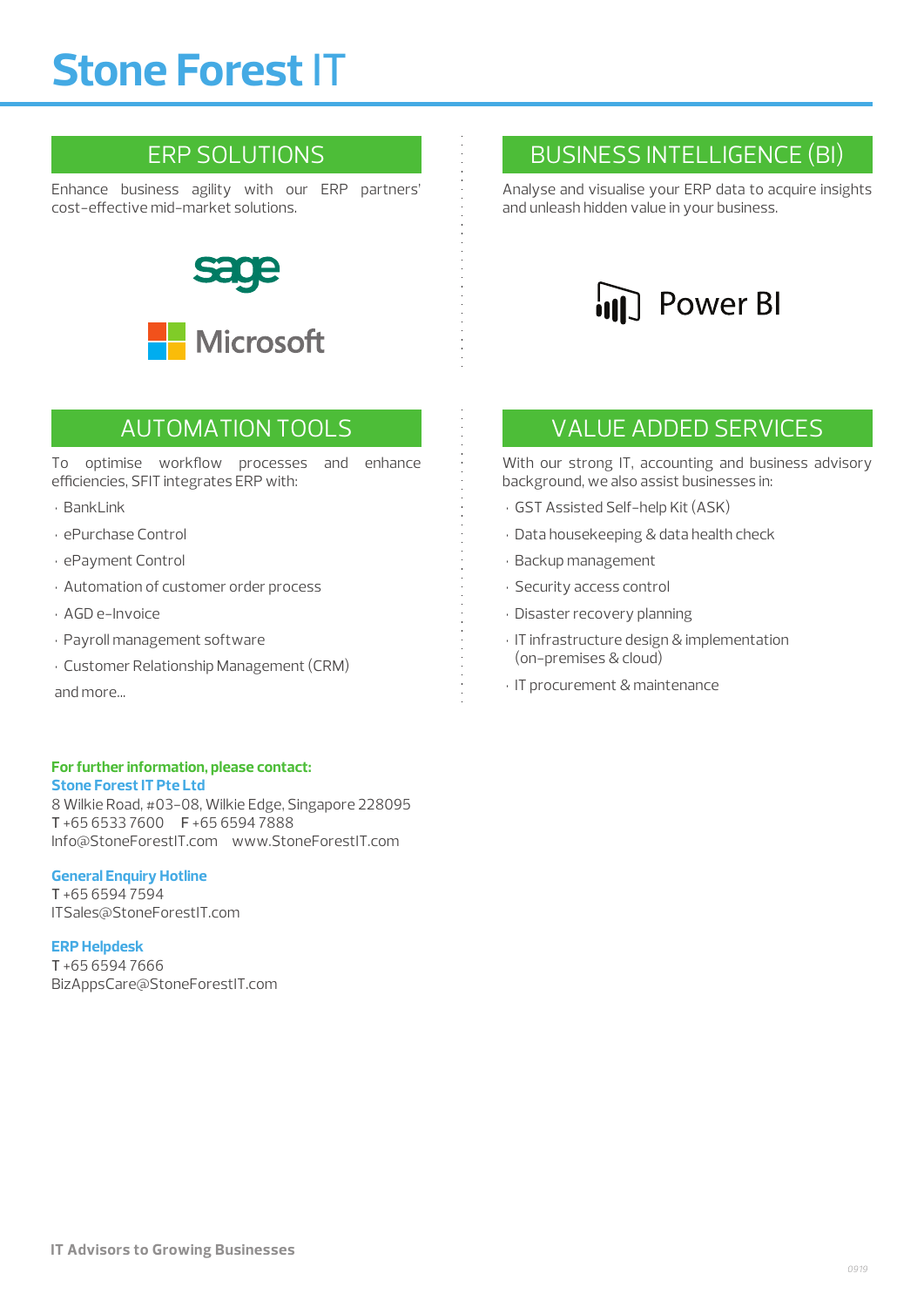# Stone Forest IT

## ERP SOLUTIONS

Enhance business agility with our ERP partners' cost-effective mid-market solutions.

sage

Microsoft

## BUSINESS INTELLIGENCE (BI)

Analyse and visualise your ERP data to acquire insights and unleash hidden value in your business.

Power BI

## AUTOMATION TOOLS

To optimise workflow processes and enhance efficiencies, SFIT integrates ERP with:

- BankLink
- ePurchase Control
- ePayment Control
- Automation of customer order process
- AGD e-Invoice
- Payroll management software
- Customer Relationship Management (CRM)

and more...

## VALUE ADDED SERVICES

With our strong IT, accounting and business advisory background, we also assist businesses in:

- GST Assisted Self-help Kit (ASK)
- Data housekeeping & data health check
- Backup management
- Security access control
- Disaster recovery planning
- IT infrastructure design & implementation (on-premises & cloud)
- IT procurement & maintenance

**For further information, please contact:**
**Stone Forest IT Pte Ltd**
8 Wilkie Road, #03-08, Wilkie Edge, Singapore 228095
T +65 6533 7600 F +65 6594 7888
Info@StoneForestIT.com www.StoneForestIT.com

**General Enquiry Hotline**
T +65 6594 7594
ITSales@StoneForestIT.com

**ERP Helpdesk**
T +65 6594 7666
BizAppsCare@StoneForestIT.com

**IT Advisors to Growing Businesses**

0919